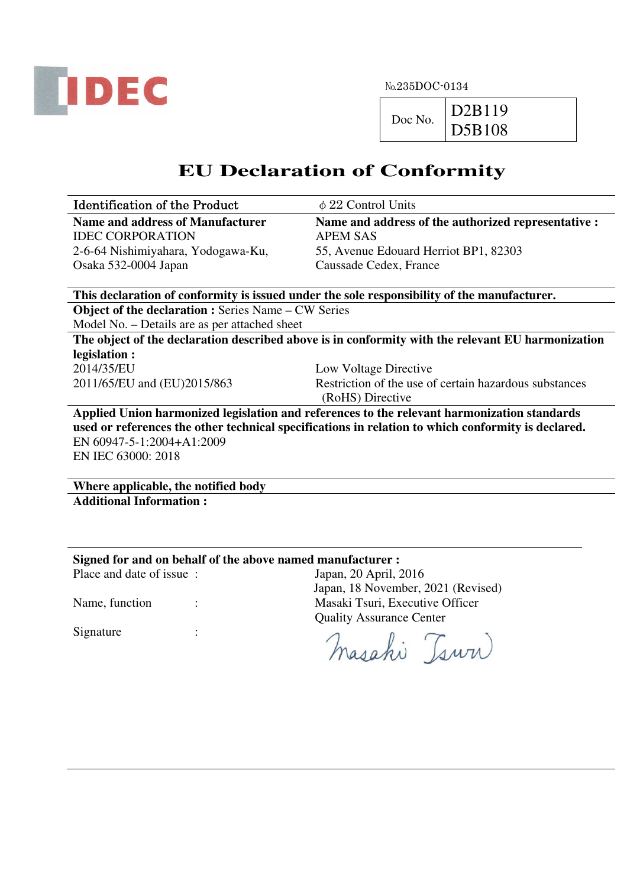IDEC

№235DOC-0134

| Doc No. | D2B119<br>D5B108 |
|---|---|

# EU Declaration of Conformity

| Identification of the Product | ϕ 22 Control Units |
|---|---|
| **Name and address of Manufacturer**<br>IDEC CORPORATION<br>2-6-64 Nishimiyahara, Yodogawa-Ku,<br>Osaka 532-0004 Japan | **Name and address of the authorized representative :**<br>APEM SAS<br>55, Avenue Edouard Herriot BP1, 82303<br>Caussade Cedex, France |

**This declaration of conformity is issued under the sole responsibility of the manufacturer.**

**Object of the declaration :** Series Name – CW Series
Model No. – Details are as per attached sheet

**The object of the declaration described above is in conformity with the relevant EU harmonization legislation :**

| | |
|---|---|
| 2014/35/EU | Low Voltage Directive |
| 2011/65/EU and (EU)2015/863 | Restriction of the use of certain hazardous substances (RoHS) Directive |

**Applied Union harmonized legislation and references to the relevant harmonization standards used or references the other technical specifications in relation to which conformity is declared.**

EN 60947-5-1:2004+A1:2009
EN IEC 63000: 2018

**Where applicable, the notified body**

**Additional Information :**

**Signed for and on behalf of the above named manufacturer :**

| | |
|---|---|
| Place and date of issue : | Japan, 20 April, 2016<br>Japan, 18 November, 2021 (Revised) |
| Name, function : | Masaki Tsuri, Executive Officer<br>Quality Assurance Center |
| Signature : | Masaki Tsuri |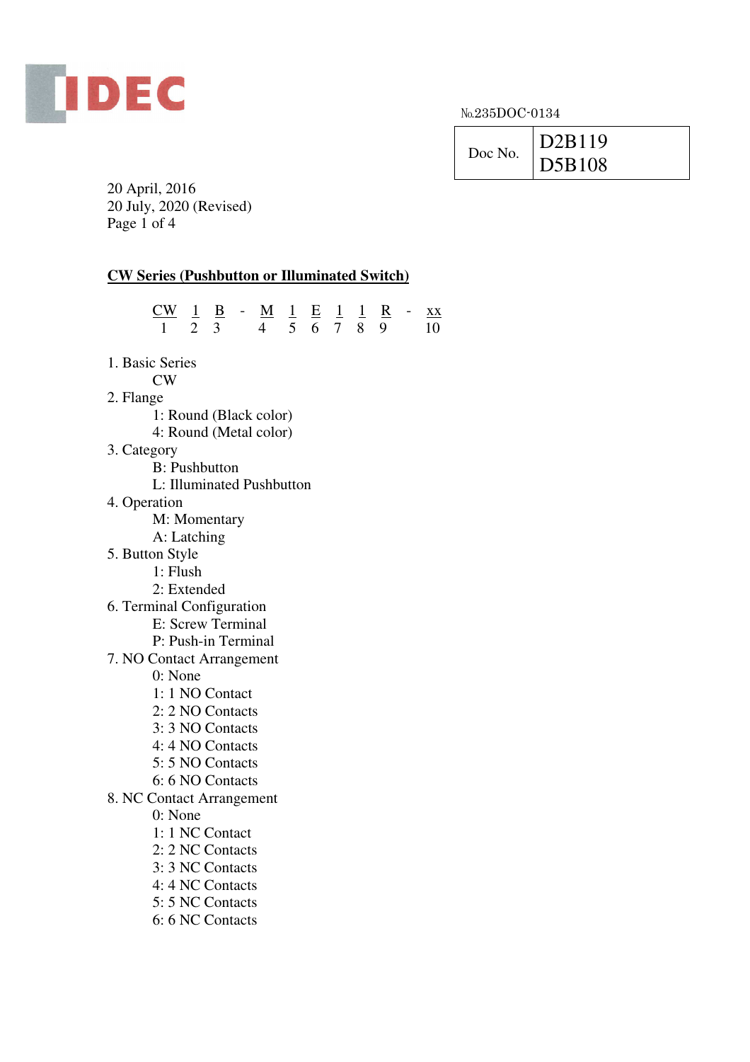IDEC

№.235DOC-0134

| Doc No. | D2B119<br>D5B108 |
|---|---|

20 April, 2016
20 July, 2020 (Revised)

## CW Series (Pushbutton or Illuminated Switch)

| CW | 1 | B | - | M | 1 | E | 1 | 1 | R | - | xx |
|---|---|---|---|---|---|---|---|---|---|---|---|
| 1 | 2 | 3 | | 4 | 5 | 6 | 7 | 8 | 9 | | 10 |

1. Basic Series
   - CW
2. Flange
   - 1: Round (Black color)
   - 4: Round (Metal color)
3. Category
   - B: Pushbutton
   - L: Illuminated Pushbutton
4. Operation
   - M: Momentary
   - A: Latching
5. Button Style
   - 1: Flush
   - 2: Extended
6. Terminal Configuration
   - E: Screw Terminal
   - P: Push-in Terminal
7. NO Contact Arrangement
   - 0: None
   - 1: 1 NO Contact
   - 2: 2 NO Contacts
   - 3: 3 NO Contacts
   - 4: 4 NO Contacts
   - 5: 5 NO Contacts
   - 6: 6 NO Contacts
8. NC Contact Arrangement
   - 0: None
   - 1: 1 NC Contact
   - 2: 2 NC Contacts
   - 3: 3 NC Contacts
   - 4: 4 NC Contacts
   - 5: 5 NC Contacts
   - 6: 6 NC Contacts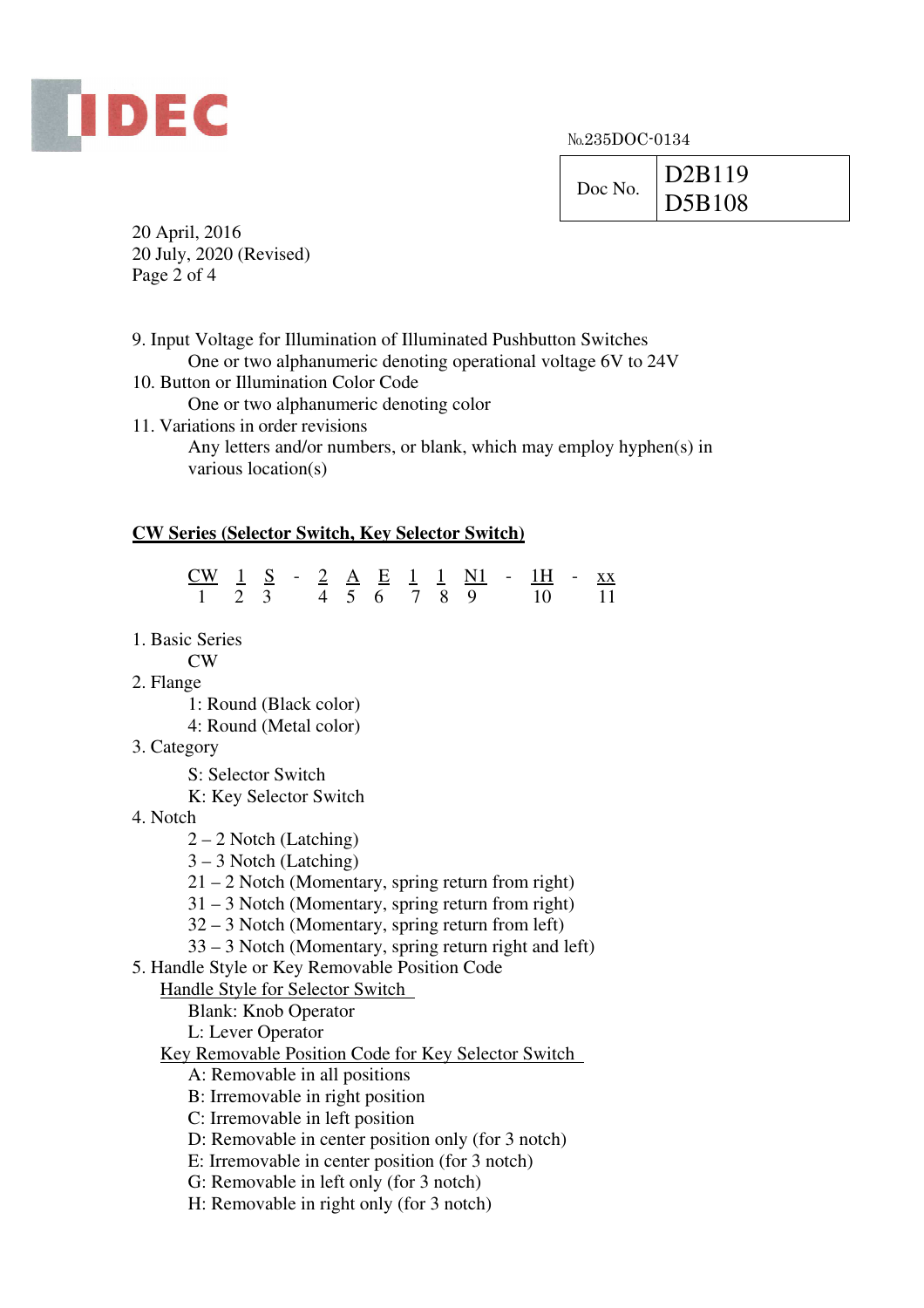№235DOC-0134

| Doc No. | D2B119<br>D5B108 |
|---|---|

20 April, 2016
20 July, 2020 (Revised)

9. Input Voltage for Illumination of Illuminated Pushbutton Switches
   One or two alphanumeric denoting operational voltage 6V to 24V
10. Button or Illumination Color Code
    One or two alphanumeric denoting color
11. Variations in order revisions
    Any letters and/or numbers, or blank, which may employ hyphen(s) in various location(s)

## CW Series (Selector Switch, Key Selector Switch)

| CW | 1 | S | - | 2 | A | E | 1 | 1 | N1 | - | 1H | - | xx |
|---|---|---|---|---|---|---|---|---|---|---|---|---|---|
| 1 | 2 | 3 | | 4 | 5 | 6 | 7 | 8 | 9 | | 10 | | 11 |

1. Basic Series
   CW
2. Flange
   1: Round (Black color)
   4: Round (Metal color)
3. Category
   S: Selector Switch
   K: Key Selector Switch
4. Notch
   2 – 2 Notch (Latching)
   3 – 3 Notch (Latching)
   21 – 2 Notch (Momentary, spring return from right)
   31 – 3 Notch (Momentary, spring return from right)
   32 – 3 Notch (Momentary, spring return from left)
   33 – 3 Notch (Momentary, spring return right and left)
5. Handle Style or Key Removable Position Code
   Handle Style for Selector Switch
   Blank: Knob Operator
   L: Lever Operator
   Key Removable Position Code for Key Selector Switch
   A: Removable in all positions
   B: Irremovable in right position
   C: Irremovable in left position
   D: Removable in center position only (for 3 notch)
   E: Irremovable in center position (for 3 notch)
   G: Removable in left only (for 3 notch)
   H: Removable in right only (for 3 notch)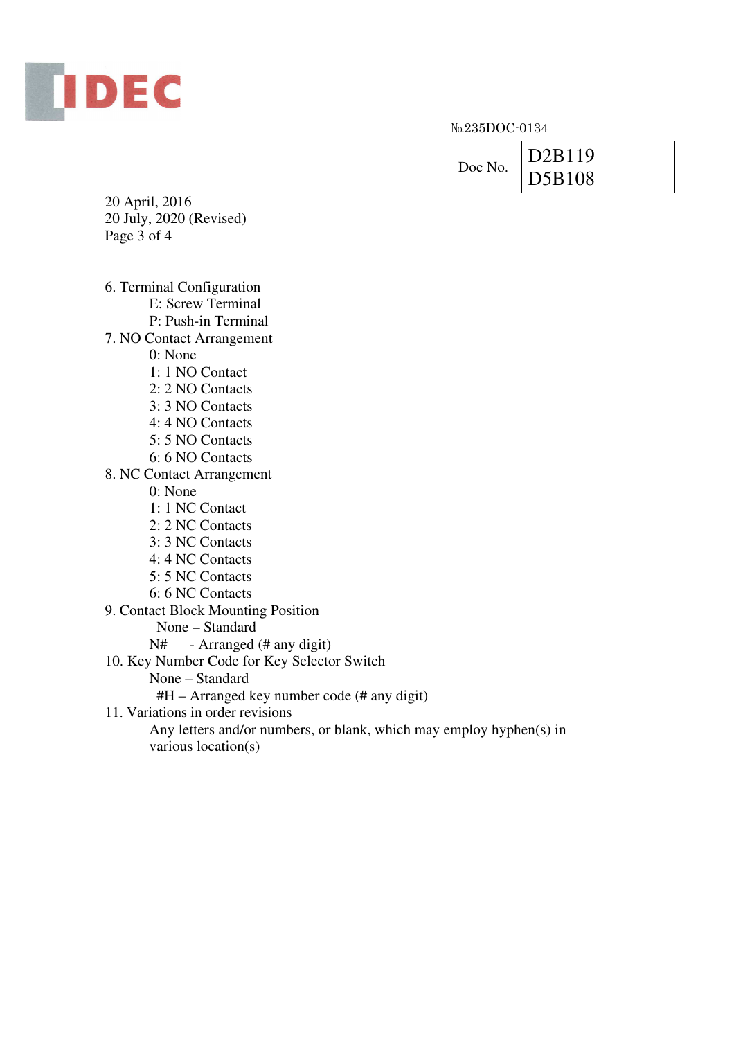№235DOC-0134

| Doc No. | D2B119<br>D5B108 |
|---|---|

20 April, 2016
20 July, 2020 (Revised)

6. Terminal Configuration
    - E: Screw Terminal
    - P: Push-in Terminal
7. NO Contact Arrangement
    - 0: None
    - 1: 1 NO Contact
    - 2: 2 NO Contacts
    - 3: 3 NO Contacts
    - 4: 4 NO Contacts
    - 5: 5 NO Contacts
    - 6: 6 NO Contacts
8. NC Contact Arrangement
    - 0: None
    - 1: 1 NC Contact
    - 2: 2 NC Contacts
    - 3: 3 NC Contacts
    - 4: 4 NC Contacts
    - 5: 5 NC Contacts
    - 6: 6 NC Contacts
9. Contact Block Mounting Position
    - None – Standard
    - N# - Arranged (# any digit)
10. Key Number Code for Key Selector Switch
    - None – Standard
    - #H – Arranged key number code (# any digit)
11. Variations in order revisions

    Any letters and/or numbers, or blank, which may employ hyphen(s) in various location(s)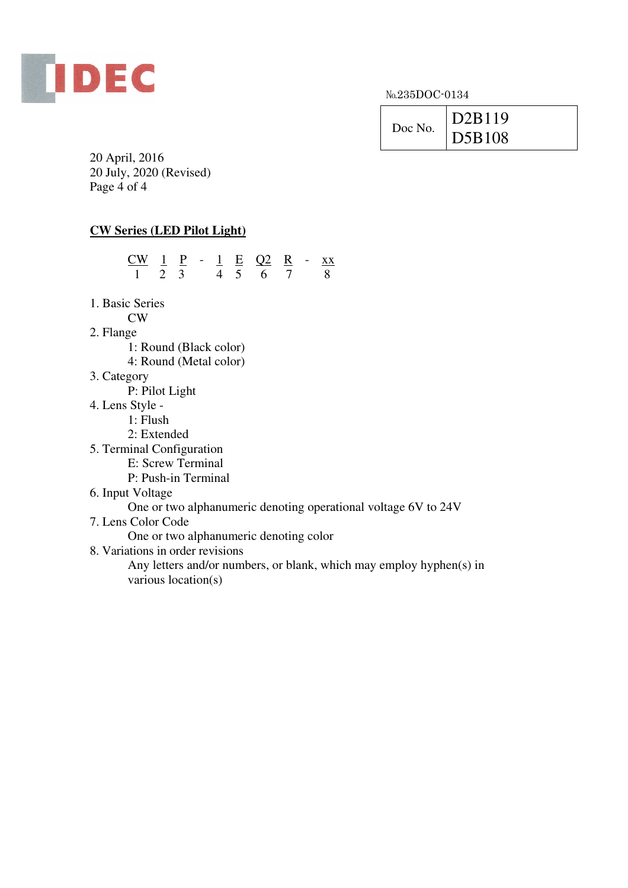IDEC

№235DOC-0134

| Doc No. | D2B119<br>D5B108 |
|---|---|

20 April, 2016
20 July, 2020 (Revised)

## CW Series (LED Pilot Light)

| CW | 1 | P | - | 1 | E | Q2 | R | - | xx |
|---|---|---|---|---|---|---|---|---|---|
| 1 | 2 | 3 | | 4 | 5 | 6 | 7 | | 8 |

1. Basic Series
   - CW
2. Flange
   - 1: Round (Black color)
   - 4: Round (Metal color)
3. Category
   - P: Pilot Light
4. Lens Style -
   - 1: Flush
   - 2: Extended
5. Terminal Configuration
   - E: Screw Terminal
   - P: Push-in Terminal
6. Input Voltage
   - One or two alphanumeric denoting operational voltage 6V to 24V
7. Lens Color Code
   - One or two alphanumeric denoting color
8. Variations in order revisions
   - Any letters and/or numbers, or blank, which may employ hyphen(s) in various location(s)